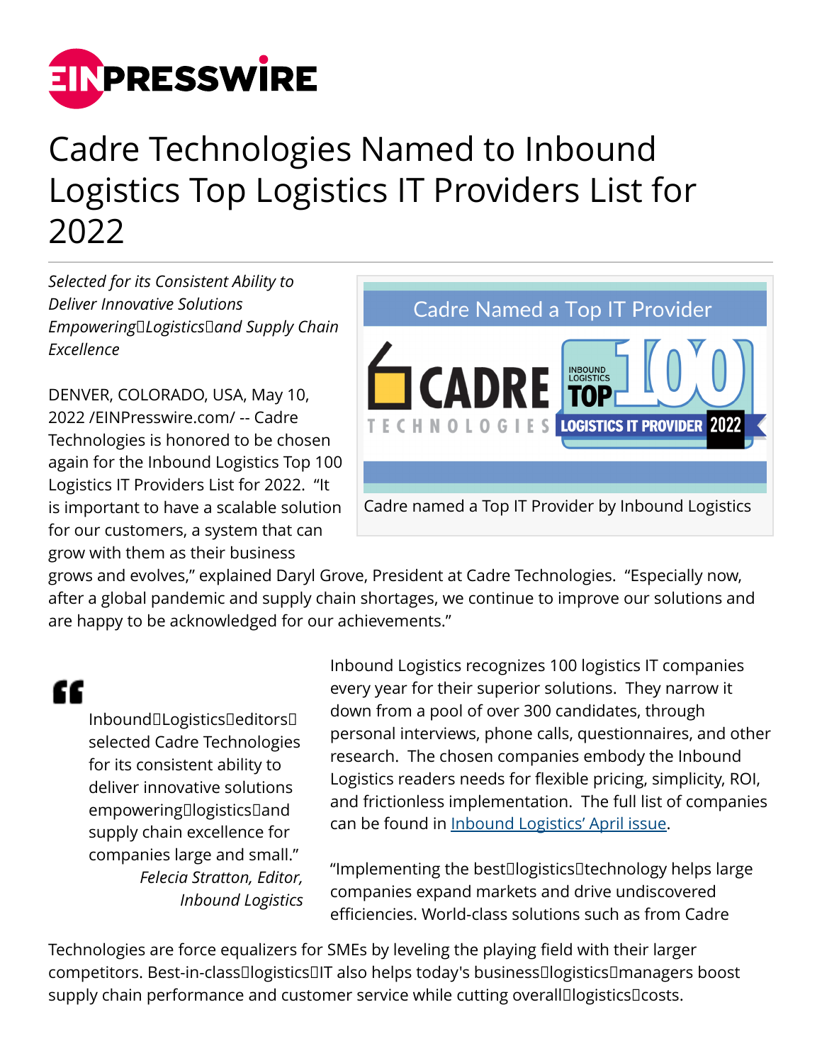# Cadre Technologies Named to Inbound Logistics Top Logistics IT Providers List for 2022

*Selected for its Consistent Ability to Deliver Innovative Solutions Empowering Logistics and Supply Chain Excellence*

DENVER, COLORADO, USA, May 10, 2022 /EINPresswire.com/ -- Cadre Technologies is honored to be chosen again for the Inbound Logistics Top 100 Logistics IT Providers List for 2022.  "It is important to have a scalable solution for our customers, a system that can grow with them as their business grows and evolves," explained Daryl Grove, President at Cadre Technologies.  "Especially now, after a global pandemic and supply chain shortages, we continue to improve our solutions and are happy to be acknowledged for our achievements."

Cadre named a Top IT Provider by Inbound Logistics

> Inbound Logistics editors selected Cadre Technologies for its consistent ability to deliver innovative solutions empowering logistics and supply chain excellence for companies large and small."
>
> *Felecia Stratton, Editor, Inbound Logistics*

Inbound Logistics recognizes 100 logistics IT companies every year for their superior solutions.  They narrow it down from a pool of over 300 candidates, through personal interviews, phone calls, questionnaires, and other research.  The chosen companies embody the Inbound Logistics readers needs for flexible pricing, simplicity, ROI, and frictionless implementation.  The full list of companies can be found in Inbound Logistics' April issue.

"Implementing the best logistics technology helps large companies expand markets and drive undiscovered efficiencies. World-class solutions such as from Cadre Technologies are force equalizers for SMEs by leveling the playing field with their larger competitors. Best-in-class logistics IT also helps today's business logistics managers boost supply chain performance and customer service while cutting overall logistics costs.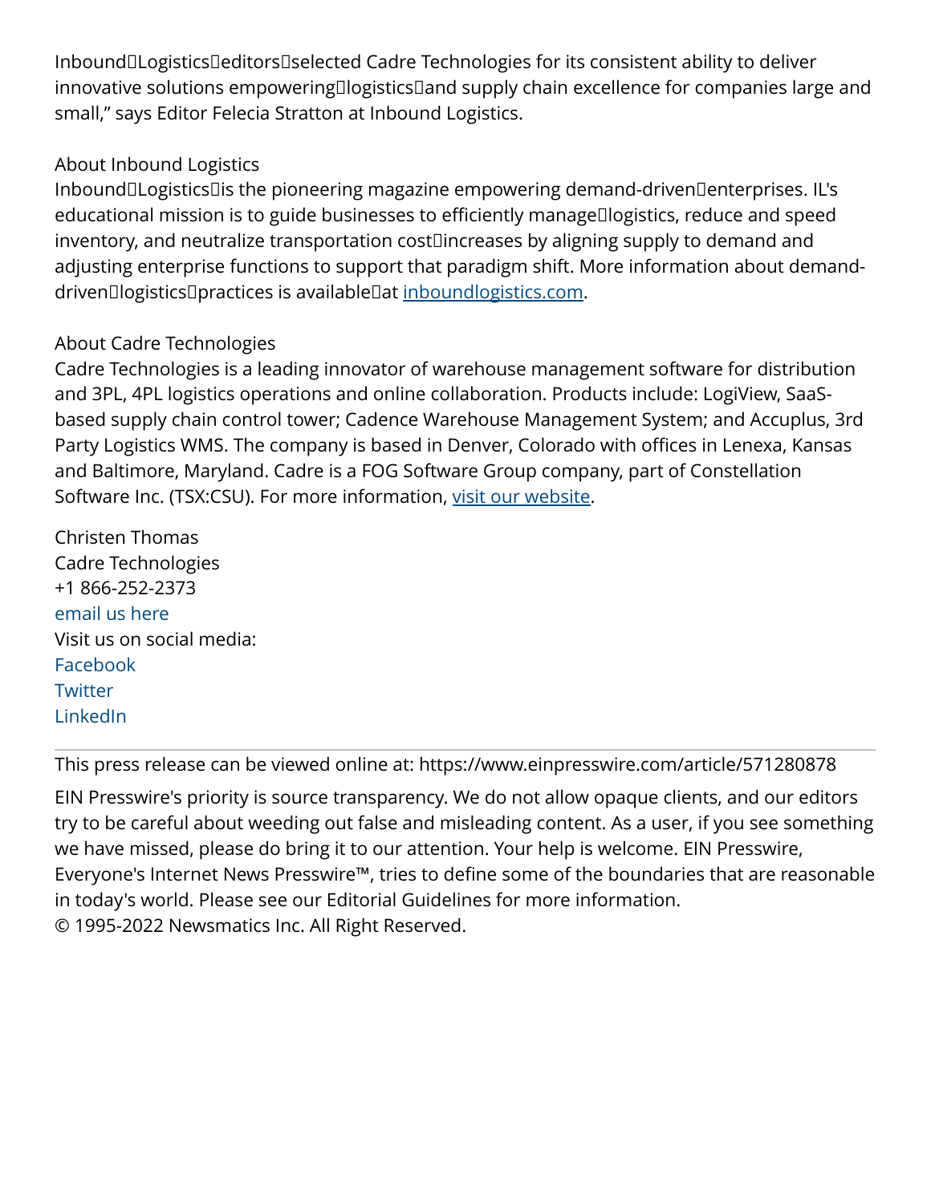Inbound Logistics editors selected Cadre Technologies for its consistent ability to deliver innovative solutions empowering logistics and supply chain excellence for companies large and small," says Editor Felecia Stratton at Inbound Logistics.

About Inbound Logistics
Inbound Logistics is the pioneering magazine empowering demand-driven enterprises. IL's educational mission is to guide businesses to efficiently manage logistics, reduce and speed inventory, and neutralize transportation cost increases by aligning supply to demand and adjusting enterprise functions to support that paradigm shift. More information about demand-driven logistics practices is available at [inboundlogistics.com](inboundlogistics.com).

About Cadre Technologies
Cadre Technologies is a leading innovator of warehouse management software for distribution and 3PL, 4PL logistics operations and online collaboration. Products include: LogiView, SaaS-based supply chain control tower; Cadence Warehouse Management System; and Accuplus, 3rd Party Logistics WMS. The company is based in Denver, Colorado with offices in Lenexa, Kansas and Baltimore, Maryland. Cadre is a FOG Software Group company, part of Constellation Software Inc. (TSX:CSU). For more information, visit our website.

Christen Thomas
Cadre Technologies
+1 866-252-2373
email us here
Visit us on social media:
Facebook
Twitter
LinkedIn

---

This press release can be viewed online at: https://www.einpresswire.com/article/571280878

EIN Presswire's priority is source transparency. We do not allow opaque clients, and our editors try to be careful about weeding out false and misleading content. As a user, if you see something we have missed, please do bring it to our attention. Your help is welcome. EIN Presswire, Everyone's Internet News Presswire™, tries to define some of the boundaries that are reasonable in today's world. Please see our Editorial Guidelines for more information.
© 1995-2022 Newsmatics Inc. All Right Reserved.